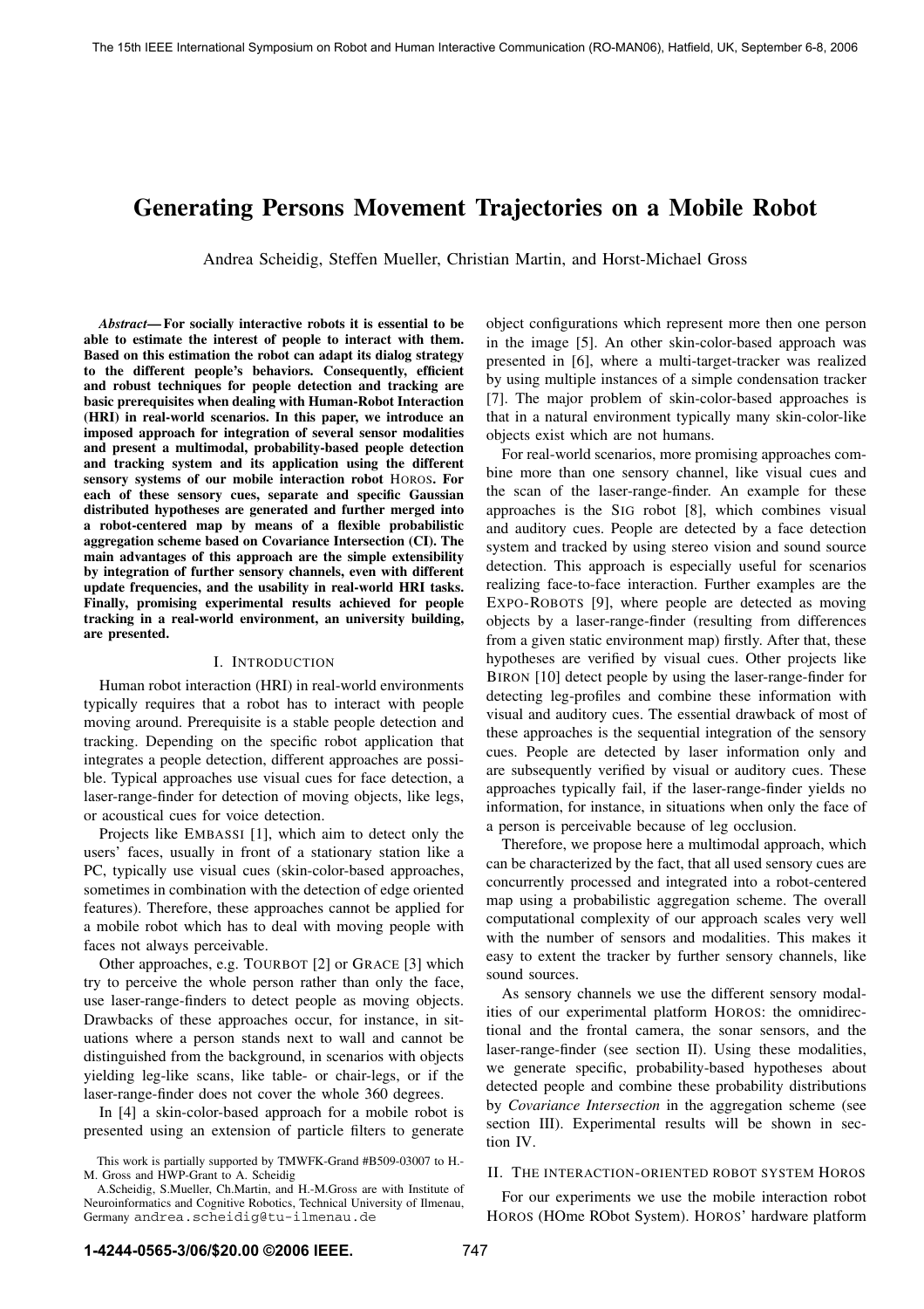# Generating Persons Movement Trajectories on a Mobile Robot

Andrea Scheidig, Steffen Mueller, Christian Martin, and Horst-Michael Gross

***Abstract*— For socially interactive robots it is essential to be able to estimate the interest of people to interact with them. Based on this estimation the robot can adapt its dialog strategy to the different people's behaviors. Consequently, efficient and robust techniques for people detection and tracking are basic prerequisites when dealing with Human-Robot Interaction (HRI) in real-world scenarios. In this paper, we introduce an imposed approach for integration of several sensor modalities and present a multimodal, probability-based people detection and tracking system and its application using the different sensory systems of our mobile interaction robot HOROS. For each of these sensory cues, separate and specific Gaussian distributed hypotheses are generated and further merged into a robot-centered map by means of a flexible probabilistic aggregation scheme based on Covariance Intersection (CI). The main advantages of this approach are the simple extensibility by integration of further sensory channels, even with different update frequencies, and the usability in real-world HRI tasks. Finally, promising experimental results achieved for people tracking in a real-world environment, an university building, are presented.**

## I. INTRODUCTION

Human robot interaction (HRI) in real-world environments typically requires that a robot has to interact with people moving around. Prerequisite is a stable people detection and tracking. Depending on the specific robot application that integrates a people detection, different approaches are possible. Typical approaches use visual cues for face detection, a laser-range-finder for detection of moving objects, like legs, or acoustical cues for voice detection.

Projects like EMBASSI [1], which aim to detect only the users' faces, usually in front of a stationary station like a PC, typically use visual cues (skin-color-based approaches, sometimes in combination with the detection of edge oriented features). Therefore, these approaches cannot be applied for a mobile robot which has to deal with moving people with faces not always perceivable.

Other approaches, e.g. TOURBOT [2] or GRACE [3] which try to perceive the whole person rather than only the face, use laser-range-finders to detect people as moving objects. Drawbacks of these approaches occur, for instance, in situations where a person stands next to wall and cannot be distinguished from the background, in scenarios with objects yielding leg-like scans, like table- or chair-legs, or if the laser-range-finder does not cover the whole 360 degrees.

In [4] a skin-color-based approach for a mobile robot is presented using an extension of particle filters to generate object configurations which represent more then one person in the image [5]. An other skin-color-based approach was presented in [6], where a multi-target-tracker was realized by using multiple instances of a simple condensation tracker [7]. The major problem of skin-color-based approaches is that in a natural environment typically many skin-color-like objects exist which are not humans.

For real-world scenarios, more promising approaches combine more than one sensory channel, like visual cues and the scan of the laser-range-finder. An example for these approaches is the SIG robot [8], which combines visual and auditory cues. People are detected by a face detection system and tracked by using stereo vision and sound source detection. This approach is especially useful for scenarios realizing face-to-face interaction. Further examples are the EXPO-ROBOTS [9], where people are detected as moving objects by a laser-range-finder (resulting from differences from a given static environment map) firstly. After that, these hypotheses are verified by visual cues. Other projects like BIRON [10] detect people by using the laser-range-finder for detecting leg-profiles and combine these information with visual and auditory cues. The essential drawback of most of these approaches is the sequential integration of the sensory cues. People are detected by laser information only and are subsequently verified by visual or auditory cues. These approaches typically fail, if the laser-range-finder yields no information, for instance, in situations when only the face of a person is perceivable because of leg occlusion.

Therefore, we propose here a multimodal approach, which can be characterized by the fact, that all used sensory cues are concurrently processed and integrated into a robot-centered map using a probabilistic aggregation scheme. The overall computational complexity of our approach scales very well with the number of sensors and modalities. This makes it easy to extent the tracker by further sensory channels, like sound sources.

As sensory channels we use the different sensory modalities of our experimental platform HOROS: the omnidirectional and the frontal camera, the sonar sensors, and the laser-range-finder (see section II). Using these modalities, we generate specific, probability-based hypotheses about detected people and combine these probability distributions by *Covariance Intersection* in the aggregation scheme (see section III). Experimental results will be shown in section IV.

## II. THE INTERACTION-ORIENTED ROBOT SYSTEM HOROS

For our experiments we use the mobile interaction robot HOROS (HOme RObot System). HOROS' hardware platform

This work is partially supported by TMWFK-Grand #B509-03007 to H.-M. Gross and HWP-Grant to A. Scheidig

A.Scheidig, S.Mueller, Ch.Martin, and H.-M.Gross are with Institute of Neuroinformatics and Cognitive Robotics, Technical University of Ilmenau, Germany andrea.scheidig@tu-ilmenau.de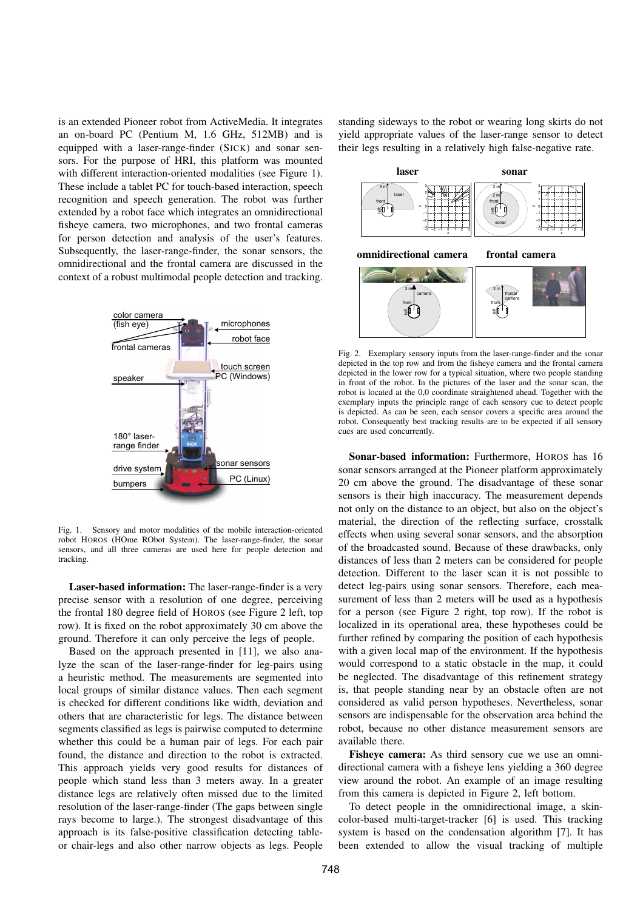is an extended Pioneer robot from ActiveMedia. It integrates an on-board PC (Pentium M, 1.6 GHz, 512MB) and is equipped with a laser-range-finder (SICK) and sonar sensors. For the purpose of HRI, this platform was mounted with different interaction-oriented modalities (see Figure 1). These include a tablet PC for touch-based interaction, speech recognition and speech generation. The robot was further extended by a robot face which integrates an omnidirectional fisheye camera, two microphones, and two frontal cameras for person detection and analysis of the user's features. Subsequently, the laser-range-finder, the sonar sensors, the omnidirectional and the frontal camera are discussed in the context of a robust multimodal people detection and tracking.

Fig. 1. Sensory and motor modalities of the mobile interaction-oriented robot HOROS (HOme RObot System). The laser-range-finder, the sonar sensors, and all three cameras are used here for people detection and tracking.

**Laser-based information:** The laser-range-finder is a very precise sensor with a resolution of one degree, perceiving the frontal 180 degree field of HOROS (see Figure 2 left, top row). It is fixed on the robot approximately 30 cm above the ground. Therefore it can only perceive the legs of people.

Based on the approach presented in [11], we also analyze the scan of the laser-range-finder for leg-pairs using a heuristic method. The measurements are segmented into local groups of similar distance values. Then each segment is checked for different conditions like width, deviation and others that are characteristic for legs. The distance between segments classified as legs is pairwise computed to determine whether this could be a human pair of legs. For each pair found, the distance and direction to the robot is extracted. This approach yields very good results for distances of people which stand less than 3 meters away. In a greater distance legs are relatively often missed due to the limited resolution of the laser-range-finder (The gaps between single rays become to large.). The strongest disadvantage of this approach is its false-positive classification detecting table- or chair-legs and also other narrow objects as legs. People standing sideways to the robot or wearing long skirts do not yield appropriate values of the laser-range sensor to detect their legs resulting in a relatively high false-negative rate.

Fig. 2. Exemplary sensory inputs from the laser-range-finder and the sonar depicted in the top row and from the fisheye camera and the frontal camera depicted in the lower row for a typical situation, where two people standing in front of the robot. In the pictures of the laser and the sonar scan, the robot is located at the 0,0 coordinate straightened ahead. Together with the exemplary inputs the principle range of each sensory cue to detect people is depicted. As can be seen, each sensor covers a specific area around the robot. Consequently best tracking results are to be expected if all sensory cues are used concurrently.

**Sonar-based information:** Furthermore, HOROS has 16 sonar sensors arranged at the Pioneer platform approximately 20 cm above the ground. The disadvantage of these sonar sensors is their high inaccuracy. The measurement depends not only on the distance to an object, but also on the object's material, the direction of the reflecting surface, crosstalk effects when using several sonar sensors, and the absorption of the broadcasted sound. Because of these drawbacks, only distances of less than 2 meters can be considered for people detection. Different to the laser scan it is not possible to detect leg-pairs using sonar sensors. Therefore, each measurement of less than 2 meters will be used as a hypothesis for a person (see Figure 2 right, top row). If the robot is localized in its operational area, these hypotheses could be further refined by comparing the position of each hypothesis with a given local map of the environment. If the hypothesis would correspond to a static obstacle in the map, it could be neglected. The disadvantage of this refinement strategy is, that people standing near by an obstacle often are not considered as valid person hypotheses. Nevertheless, sonar sensors are indispensable for the observation area behind the robot, because no other distance measurement sensors are available there.

**Fisheye camera:** As third sensory cue we use an omnidirectional camera with a fisheye lens yielding a 360 degree view around the robot. An example of an image resulting from this camera is depicted in Figure 2, left bottom.

To detect people in the omnidirectional image, a skin-color-based multi-target-tracker [6] is used. This tracking system is based on the condensation algorithm [7]. It has been extended to allow the visual tracking of multiple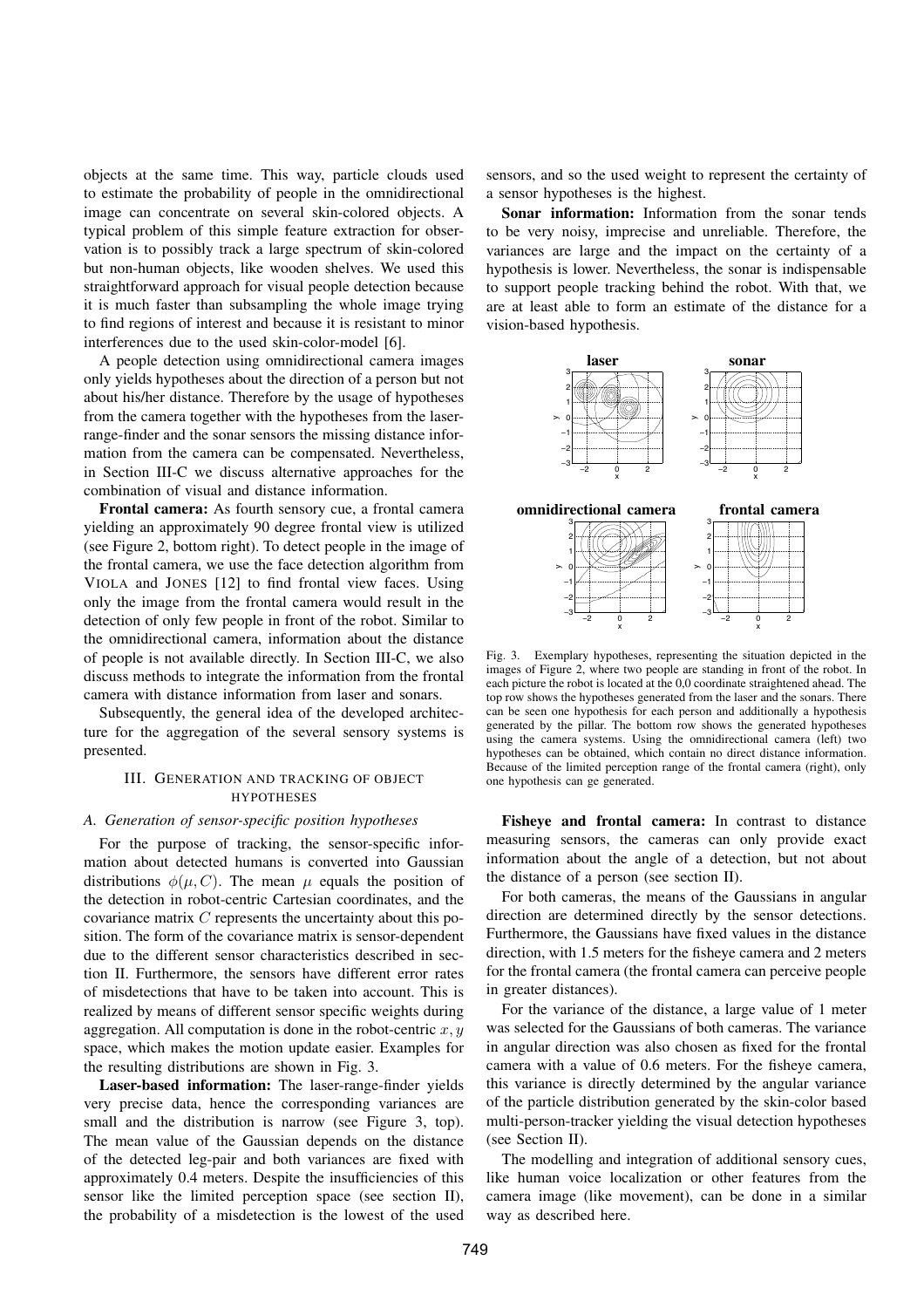objects at the same time. This way, particle clouds used to estimate the probability of people in the omnidirectional image can concentrate on several skin-colored objects. A typical problem of this simple feature extraction for observation is to possibly track a large spectrum of skin-colored but non-human objects, like wooden shelves. We used this straightforward approach for visual people detection because it is much faster than subsampling the whole image trying to find regions of interest and because it is resistant to minor interferences due to the used skin-color-model [6].

A people detection using omnidirectional camera images only yields hypotheses about the direction of a person but not about his/her distance. Therefore by the usage of hypotheses from the camera together with the hypotheses from the laser-range-finder and the sonar sensors the missing distance information from the camera can be compensated. Nevertheless, in Section III-C we discuss alternative approaches for the combination of visual and distance information.

**Frontal camera:** As fourth sensory cue, a frontal camera yielding an approximately 90 degree frontal view is utilized (see Figure 2, bottom right). To detect people in the image of the frontal camera, we use the face detection algorithm from VIOLA and JONES [12] to find frontal view faces. Using only the image from the frontal camera would result in the detection of only few people in front of the robot. Similar to the omnidirectional camera, information about the distance of people is not available directly. In Section III-C, we also discuss methods to integrate the information from the frontal camera with distance information from laser and sonars.

Subsequently, the general idea of the developed architecture for the aggregation of the several sensory systems is presented.

## III. Generation and tracking of object hypotheses

### A. Generation of sensor-specific position hypotheses

For the purpose of tracking, the sensor-specific information about detected humans is converted into Gaussian distributions $\phi(\mu, C)$. The mean $\mu$ equals the position of the detection in robot-centric Cartesian coordinates, and the covariance matrix $C$ represents the uncertainty about this position. The form of the covariance matrix is sensor-dependent due to the different sensor characteristics described in section II. Furthermore, the sensors have different error rates of misdetections that have to be taken into account. This is realized by means of different sensor specific weights during aggregation. All computation is done in the robot-centric $x, y$ space, which makes the motion update easier. Examples for the resulting distributions are shown in Fig. 3.

**Laser-based information:** The laser-range-finder yields very precise data, hence the corresponding variances are small and the distribution is narrow (see Figure 3, top). The mean value of the Gaussian depends on the distance of the detected leg-pair and both variances are fixed with approximately 0.4 meters. Despite the insufficiencies of this sensor like the limited perception space (see section II), the probability of a misdetection is the lowest of the used sensors, and so the used weight to represent the certainty of a sensor hypotheses is the highest.

**Sonar information:** Information from the sonar tends to be very noisy, imprecise and unreliable. Therefore, the variances are large and the impact on the certainty of a hypothesis is lower. Nevertheless, the sonar is indispensable to support people tracking behind the robot. With that, we are at least able to form an estimate of the distance for a vision-based hypothesis.

Fig. 3. Exemplary hypotheses, representing the situation depicted in the images of Figure 2, where two people are standing in front of the robot. In each picture the robot is located at the 0,0 coordinate straightened ahead. The top row shows the hypotheses generated from the laser and the sonars. There can be seen one hypothesis for each person and additionally a hypothesis generated by the pillar. The bottom row shows the generated hypotheses using the camera systems. Using the omnidirectional camera (left) two hypotheses can be obtained, which contain no direct distance information. Because of the limited perception range of the frontal camera (right), only one hypothesis can ge generated.

**Fisheye and frontal camera:** In contrast to distance measuring sensors, the cameras can only provide exact information about the angle of a detection, but not about the distance of a person (see section II).

For both cameras, the means of the Gaussians in angular direction are determined directly by the sensor detections. Furthermore, the Gaussians have fixed values in the distance direction, with 1.5 meters for the fisheye camera and 2 meters for the frontal camera (the frontal camera can perceive people in greater distances).

For the variance of the distance, a large value of 1 meter was selected for the Gaussians of both cameras. The variance in angular direction was also chosen as fixed for the frontal camera with a value of 0.6 meters. For the fisheye camera, this variance is directly determined by the angular variance of the particle distribution generated by the skin-color based multi-person-tracker yielding the visual detection hypotheses (see Section II).

The modelling and integration of additional sensory cues, like human voice localization or other features from the camera image (like movement), can be done in a similar way as described here.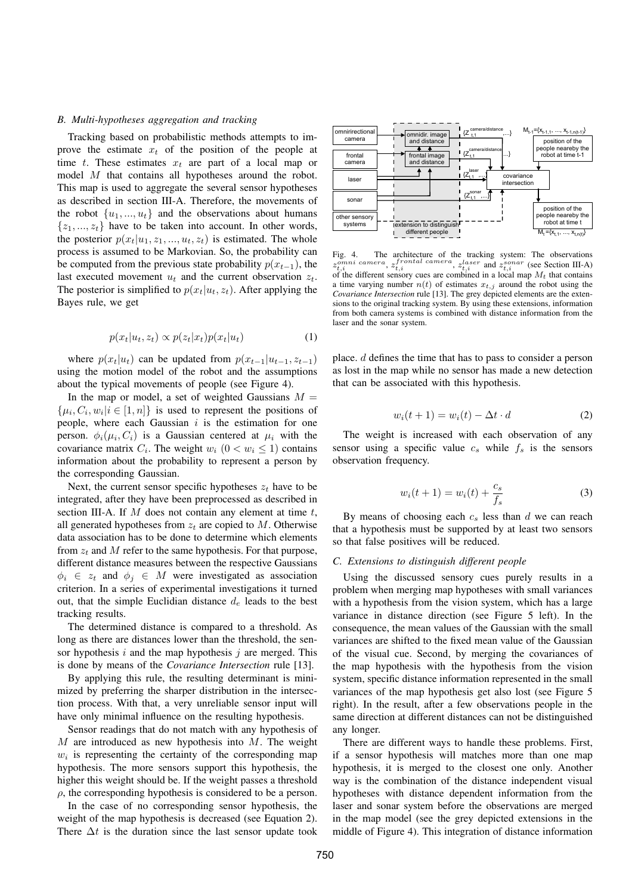### B. Multi-hypotheses aggregation and tracking

Tracking based on probabilistic methods attempts to improve the estimate $x_t$ of the position of the people at time $t$. These estimates $x_t$ are part of a local map or model $M$ that contains all hypotheses around the robot. This map is used to aggregate the several sensor hypotheses as described in section III-A. Therefore, the movements of the robot $\{u_1, ..., u_t\}$ and the observations about humans $\{z_1, ..., z_t\}$ have to be taken into account. In other words, the posterior $p(x_t|u_1, z_1, ..., u_t, z_t)$ is estimated. The whole process is assumed to be Markovian. So, the probability can be computed from the previous state probability $p(x_{t-1})$, the last executed movement $u_t$ and the current observation $z_t$. The posterior is simplified to $p(x_t|u_t, z_t)$. After applying the Bayes rule, we get

$$p(x_t|u_t, z_t) \propto p(z_t|x_t)p(x_t|u_t) \tag{1}$$

where $p(x_t|u_t)$ can be updated from $p(x_{t-1}|u_{t-1}, z_{t-1})$ using the motion model of the robot and the assumptions about the typical movements of people (see Figure 4).

In the map or model, a set of weighted Gaussians $M = \{\mu_i, C_i, w_i | i \in [1, n]\}$ is used to represent the positions of people, where each Gaussian $i$ is the estimation for one person. $\phi_i(\mu_i, C_i)$ is a Gaussian centered at $\mu_i$ with the covariance matrix $C_i$. The weight $w_i$ $(0 < w_i \leq 1)$ contains information about the probability to represent a person by the corresponding Gaussian.

Next, the current sensor specific hypotheses $z_t$ have to be integrated, after they have been preprocessed as described in section III-A. If $M$ does not contain any element at time $t$, all generated hypotheses from $z_t$ are copied to $M$. Otherwise data association has to be done to determine which elements from $z_t$ and $M$ refer to the same hypothesis. For that purpose, different distance measures between the respective Gaussians $\phi_i \in z_t$ and $\phi_j \in M$ were investigated as association criterion. In a series of experimental investigations it turned out, that the simple Euclidian distance $d_e$ leads to the best tracking results.

The determined distance is compared to a threshold. As long as there are distances lower than the threshold, the sensor hypothesis $i$ and the map hypothesis $j$ are merged. This is done by means of the *Covariance Intersection* rule [13].

By applying this rule, the resulting determinant is minimized by preferring the sharper distribution in the intersection process. With that, a very unreliable sensor input will have only minimal influence on the resulting hypothesis.

Sensor readings that do not match with any hypothesis of $M$ are introduced as new hypothesis into $M$. The weight $w_i$ is representing the certainty of the corresponding map hypothesis. The more sensors support this hypothesis, the higher this weight should be. If the weight passes a threshold $\rho$, the corresponding hypothesis is considered to be a person.

In the case of no corresponding sensor hypothesis, the weight of the map hypothesis is decreased (see Equation 2). There $\Delta t$ is the duration since the last sensor update took place. $d$ defines the time that has to pass to consider a person as lost in the map while no sensor has made a new detection that can be associated with this hypothesis.

Fig. 4. The architecture of the tracking system: The observations $z_{t,i}^{omni\ camera}$, $z_{t,i}^{frontal\ camera}$, $z_{t,i}^{laser}$ and $z_{t,i}^{sonar}$ (see Section III-A) of the different sensory cues are combined in a local map $M_t$ that contains a time varying number $n(t)$ of estimates $x_{t,j}$ around the robot using the *Covariance Intersection* rule [13]. The grey depicted elements are the extensions to the original tracking system. By using these extensions, information from both camera systems is combined with distance information from the laser and the sonar system.

$$w_i(t+1) = w_i(t) - \Delta t \cdot d \tag{2}$$

The weight is increased with each observation of any sensor using a specific value $c_s$ while $f_s$ is the sensors observation frequency.

$$w_i(t+1) = w_i(t) + \frac{c_s}{f_s} \tag{3}$$

By means of choosing each $c_s$ less than $d$ we can reach that a hypothesis must be supported by at least two sensors so that false positives will be reduced.

### C. Extensions to distinguish different people

Using the discussed sensory cues purely results in a problem when merging map hypotheses with small variances with a hypothesis from the vision system, which has a large variance in distance direction (see Figure 5 left). In the consequence, the mean values of the Gaussian with the small variances are shifted to the fixed mean value of the Gaussian of the visual cue. Second, by merging the covariances of the map hypothesis with the hypothesis from the vision system, specific distance information represented in the small variances of the map hypothesis get also lost (see Figure 5 right). In the result, after a few observations people in the same direction at different distances can not be distinguished any longer.

There are different ways to handle these problems. First, if a sensor hypothesis will matches more than one map hypothesis, it is merged to the closest one only. Another way is the combination of the distance independent visual hypotheses with distance dependent information from the laser and sonar system before the observations are merged in the map model (see the grey depicted extensions in the middle of Figure 4). This integration of distance information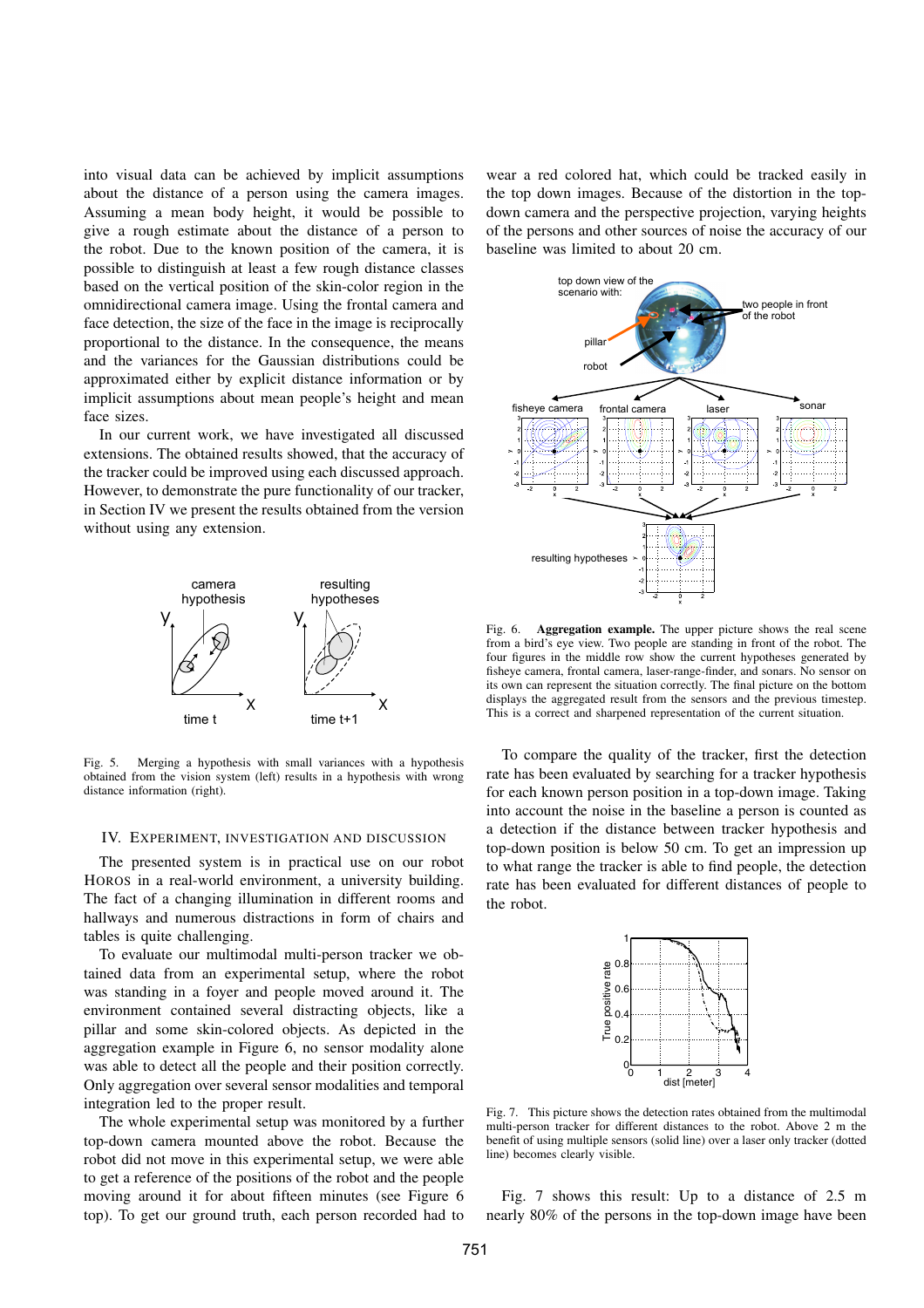into visual data can be achieved by implicit assumptions about the distance of a person using the camera images. Assuming a mean body height, it would be possible to give a rough estimate about the distance of a person to the robot. Due to the known position of the camera, it is possible to distinguish at least a few rough distance classes based on the vertical position of the skin-color region in the omnidirectional camera image. Using the frontal camera and face detection, the size of the face in the image is reciprocally proportional to the distance. In the consequence, the means and the variances for the Gaussian distributions could be approximated either by explicit distance information or by implicit assumptions about mean people's height and mean face sizes.

In our current work, we have investigated all discussed extensions. The obtained results showed, that the accuracy of the tracker could be improved using each discussed approach. However, to demonstrate the pure functionality of our tracker, in Section IV we present the results obtained from the version without using any extension.

camera hypothesis
resulting hypotheses
y
x
time t
y
x
time t+1

Fig. 5. Merging a hypothesis with small variances with a hypothesis obtained from the vision system (left) results in a hypothesis with wrong distance information (right).

## IV. Experiment, Investigation and Discussion

The presented system is in practical use on our robot HOROS in a real-world environment, a university building. The fact of a changing illumination in different rooms and hallways and numerous distractions in form of chairs and tables is quite challenging.

To evaluate our multimodal multi-person tracker we obtained data from an experimental setup, where the robot was standing in a foyer and people moved around it. The environment contained several distracting objects, like a pillar and some skin-colored objects. As depicted in the aggregation example in Figure 6, no sensor modality alone was able to detect all the people and their position correctly. Only aggregation over several sensor modalities and temporal integration led to the proper result.

The whole experimental setup was monitored by a further top-down camera mounted above the robot. Because the robot did not move in this experimental setup, we were able to get a reference of the positions of the robot and the people moving around it for about fifteen minutes (see Figure 6 top). To get our ground truth, each person recorded had to wear a red colored hat, which could be tracked easily in the top down images. Because of the distortion in the top-down camera and the perspective projection, varying heights of the persons and other sources of noise the accuracy of our baseline was limited to about 20 cm.

top down view of the scenario with:
two people in front of the robot
pillar
robot
fisheye camera
frontal camera
laser
sonar
resulting hypotheses

Fig. 6. **Aggregation example.** The upper picture shows the real scene from a bird's eye view. Two people are standing in front of the robot. The four figures in the middle row show the current hypotheses generated by fisheye camera, frontal camera, laser-range-finder, and sonars. No sensor on its own can represent the situation correctly. The final picture on the bottom displays the aggregated result from the sensors and the previous timestep. This is a correct and sharpened representation of the current situation.

To compare the quality of the tracker, first the detection rate has been evaluated by searching for a tracker hypothesis for each known person position in a top-down image. Taking into account the noise in the baseline a person is counted as a detection if the distance between tracker hypothesis and top-down position is below 50 cm. To get an impression up to what range the tracker is able to find people, the detection rate has been evaluated for different distances of people to the robot.

True positive rate
dist [meter]
0
0.2
0.4
0.6
0.8
1
0
1
2
3
4

Fig. 7. This picture shows the detection rates obtained from the multimodal multi-person tracker for different distances to the robot. Above 2 m the benefit of using multiple sensors (solid line) over a laser only tracker (dotted line) becomes clearly visible.

Fig. 7 shows this result: Up to a distance of 2.5 m nearly 80% of the persons in the top-down image have been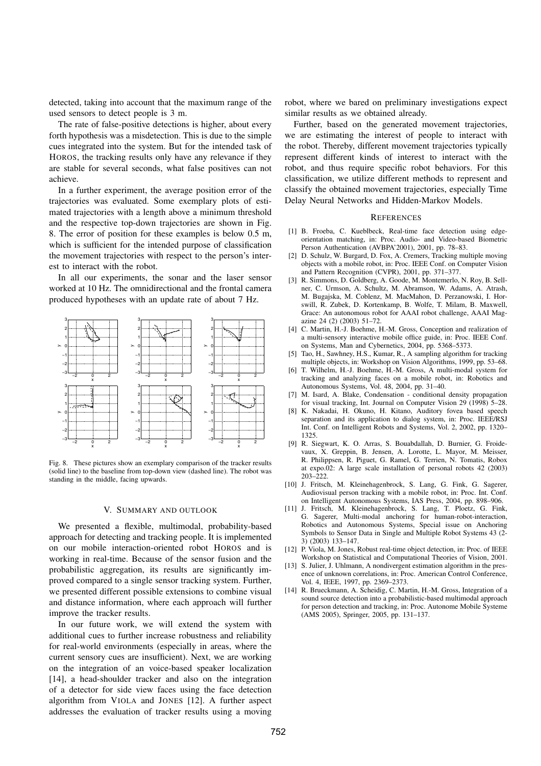detected, taking into account that the maximum range of the used sensors to detect people is 3 m.

The rate of false-positive detections is higher, about every forth hypothesis was a misdetection. This is due to the simple cues integrated into the system. But for the intended task of HOROS, the tracking results only have any relevance if they are stable for several seconds, what false positives can not achieve.

In a further experiment, the average position error of the trajectories was evaluated. Some exemplary plots of estimated trajectories with a length above a minimum threshold and the respective top-down trajectories are shown in Fig. 8. The error of position for these examples is below 0.5 m, which is sufficient for the intended purpose of classification the movement trajectories with respect to the person's interest to interact with the robot.

In all our experiments, the sonar and the laser sensor worked at 10 Hz. The omnidirectional and the frontal camera produced hypotheses with an update rate of about 7 Hz.

Fig. 8. These pictures show an exemplary comparison of the tracker results (solid line) to the baseline from top-down view (dashed line). The robot was standing in the middle, facing upwards.

## V. Summary and Outlook

We presented a flexible, multimodal, probability-based approach for detecting and tracking people. It is implemented on our mobile interaction-oriented robot HOROS and is working in real-time. Because of the sensor fusion and the probabilistic aggregation, its results are significantly improved compared to a single sensor tracking system. Further, we presented different possible extensions to combine visual and distance information, where each approach will further improve the tracker results.

In our future work, we will extend the system with additional cues to further increase robustness and reliability for real-world environments (especially in areas, where the current sensory cues are insufficient). Next, we are working on the integration of an voice-based speaker localization [14], a head-shoulder tracker and also on the integration of a detector for side view faces using the face detection algorithm from VIOLA and JONES [12]. A further aspect addresses the evaluation of tracker results using a moving robot, where we bared on preliminary investigations expect similar results as we obtained already.

Further, based on the generated movement trajectories, we are estimating the interest of people to interact with the robot. Thereby, different movement trajectories typically represent different kinds of interest to interact with the robot, and thus require specific robot behaviors. For this classification, we utilize different methods to represent and classify the obtained movement trajectories, especially Time Delay Neural Networks and Hidden-Markov Models.

## References

[1] B. Froeba, C. Kueblbeck, Real-time face detection using edge-orientation matching, in: Proc. Audio- and Video-based Biometric Person Authentication (AVBPA'2001), 2001, pp. 78–83.

[2] D. Schulz, W. Burgard, D. Fox, A. Cremers, Tracking multiple moving objects with a mobile robot, in: Proc. IEEE Conf. on Computer Vision and Pattern Recognition (CVPR), 2001, pp. 371–377.

[3] R. Simmons, D. Goldberg, A. Goode, M. Montemerlo, N. Roy, B. Sellner, C. Urmson, A. Schultz, M. Abramson, W. Adams, A. Atrash, M. Bugajska, M. Coblenz, M. MacMahon, D. Perzanowski, I. Horswill, R. Zubek, D. Kortenkamp, B. Wolfe, T. Milam, B. Maxwell, Grace: An autonomous robot for AAAI robot challenge, AAAI Magazine 24 (2) (2003) 51–72.

[4] C. Martin, H.-J. Boehme, H.-M. Gross, Conception and realization of a multi-sensory interactive mobile office guide, in: Proc. IEEE Conf. on Systems, Man and Cybernetics, 2004, pp. 5368–5373.

[5] Tao, H., Sawhney, H.S., Kumar, R., A sampling algorithm for tracking multiple objects, in: Workshop on Vision Algorithms, 1999, pp. 53–68.

[6] T. Wilhelm, H.-J. Boehme, H.-M. Gross, A multi-modal system for tracking and analyzing faces on a mobile robot, in: Robotics and Autonomous Systems, Vol. 48, 2004, pp. 31–40.

[7] M. Isard, A. Blake, Condensation - conditional density propagation for visual tracking, Int. Journal on Computer Vision 29 (1998) 5–28.

[8] K. Nakadai, H. Okuno, H. Kitano, Auditory fovea based speech separation and its application to dialog system, in: Proc. IEEE/RSJ Int. Conf. on Intelligent Robots and Systems, Vol. 2, 2002, pp. 1320–1325.

[9] R. Siegwart, K. O. Arras, S. Bouabdallah, D. Burnier, G. Froidevaux, X. Greppin, B. Jensen, A. Lorotte, L. Mayor, M. Meisser, R. Philippsen, R. Piguet, G. Ramel, G. Terrien, N. Tomatis, Robox at expo.02: A large scale installation of personal robots 42 (2003) 203–222.

[10] J. Fritsch, M. Kleinehagenbrock, S. Lang, G. Fink, G. Sagerer, Audiovisual person tracking with a mobile robot, in: Proc. Int. Conf. on Intelligent Autonomous Systems, IAS Press, 2004, pp. 898–906.

[11] J. Fritsch, M. Kleinehagenbrock, S. Lang, T. Ploetz, G. Fink, G. Sagerer, Multi-modal anchoring for human-robot-interaction, Robotics and Autonomous Systems, Special issue on Anchoring Symbols to Sensor Data in Single and Multiple Robot Systems 43 (2-3) (2003) 133–147.

[12] P. Viola, M. Jones, Robust real-time object detection, in: Proc. of IEEE Workshop on Statistical and Computational Theories of Vision, 2001.

[13] S. Julier, J. Uhlmann, A nondivergent estimation algorithm in the presence of unknown correlations, in: Proc. American Control Conference, Vol. 4, IEEE, 1997, pp. 2369–2373.

[14] R. Brueckmann, A. Scheidig, C. Martin, H.-M. Gross, Integration of a sound source detection into a probabilistic-based multimodal approach for person detection and tracking, in: Proc. Autonome Mobile Systeme (AMS 2005), Springer, 2005, pp. 131–137.